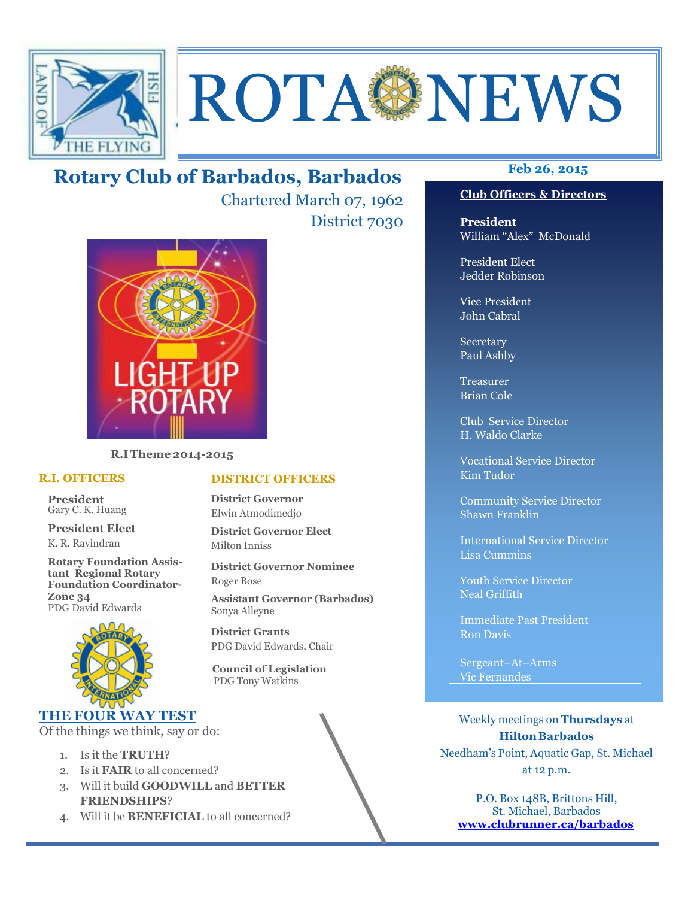# ROTA NEWS

## Rotary Club of Barbados, Barbados

Chartered March 07, 1962

District 7030

**Feb 26, 2015**

**R.I Theme 2014-2015**

### R.I. OFFICERS

**President**
Gary C. K. Huang

**President Elect**
K. R. Ravindran

**Rotary Foundation Assistant Regional Rotary Foundation Coordinator-Zone 34**
PDG David Edwards

### DISTRICT OFFICERS

**District Governor**
Elwin Atmodimedjo

**District Governor Elect**
Milton Inniss

**District Governor Nominee**
Roger Bose

**Assistant Governor (Barbados)**
Sonya Alleyne

**District Grants**
PDG David Edwards, Chair

**Council of Legislation**
PDG Tony Watkins

### THE FOUR WAY TEST

Of the things we think, say or do:

1. Is it the **TRUTH**?
2. Is it **FAIR** to all concerned?
3. Will it build **GOODWILL** and **BETTER FRIENDSHIPS**?
4. Will it be **BENEFICIAL** to all concerned?

### Club Officers & Directors

**President**
William "Alex" McDonald

President Elect
Jedder Robinson

Vice President
John Cabral

Secretary
Paul Ashby

Treasurer
Brian Cole

Club Service Director
H. Waldo Clarke

Vocational Service Director
Kim Tudor

Community Service Director
Shawn Franklin

International Service Director
Lisa Cummins

Youth Service Director
Neal Griffith

Immediate Past President
Ron Davis

Sergeant–At–Arms
Vic Fernandes

Weekly meetings on **Thursdays** at
**Hilton Barbados**
Needham's Point, Aquatic Gap, St. Michael
at 12 p.m.

P.O. Box 148B, Brittons Hill,
St. Michael, Barbados
**www.clubrunner.ca/barbados**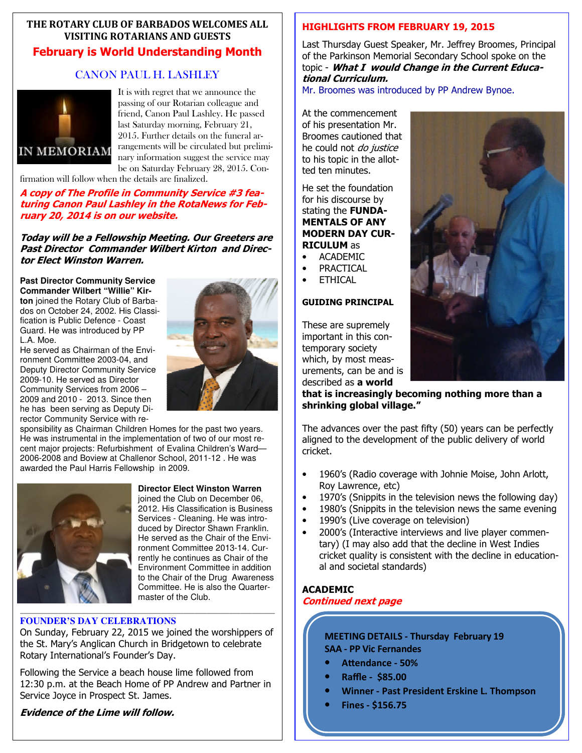**THE ROTARY CLUB OF BARBADOS WELCOMES ALL VISITING ROTARIANS AND GUESTS**

## February is World Understanding Month

### CANON PAUL H. LASHLEY

IN MEMORIAM

It is with regret that we announce the passing of our Rotarian colleague and friend, Canon Paul Lashley. He passed last Saturday morning, February 21, 2015. Further details on the funeral arrangements will be circulated but preliminary information suggest the service may be on Saturday February 28, 2015. Confirmation will follow when the details are finalized.

***A copy of The Profile in Community Service #3 featuring Canon Paul Lashley in the RotaNews for February 20, 2014 is on our website.***

***Today will be a Fellowship Meeting. Our Greeters are Past Director Commander Wilbert Kirton and Director Elect Winston Warren.***

**Past Director Community Service Commander Wilbert "Willie" Kirton** joined the Rotary Club of Barbados on October 24, 2002. His Classification is Public Defence - Coast Guard. He was introduced by PP L.A. Moe.
He served as Chairman of the Environment Committee 2003-04, and Deputy Director Community Service 2009-10. He served as Director Community Services from 2006 – 2009 and 2010 - 2013. Since then he has been serving as Deputy Director Community Service with responsibility as Chairman Children Homes for the past two years. He was instrumental in the implementation of two of our most recent major projects: Refurbishment of Evalina Children's Ward—2006-2008 and Boview at Challenor School, 2011-12 . He was awarded the Paul Harris Fellowship in 2009.

**Director Elect Winston Warren** joined the Club on December 06, 2012. His Classification is Business Services - Cleaning. He was introduced by Director Shawn Franklin. He served as the Chair of the Environment Committee 2013-14. Currently he continues as Chair of the Environment Committee in addition to the Chair of the Drug Awareness Committee. He is also the Quartermaster of the Club.

### FOUNDER'S DAY CELEBRATIONS

On Sunday, February 22, 2015 we joined the worshippers of the St. Mary's Anglican Church in Bridgetown to celebrate Rotary International's Founder's Day.

Following the Service a beach house lime followed from 12:30 p.m. at the Beach Home of PP Andrew and Partner in Service Joyce in Prospect St. James.

***Evidence of the Lime will follow.***

## HIGHLIGHTS FROM FEBRUARY 19, 2015

Last Thursday Guest Speaker, Mr. Jeffrey Broomes, Principal of the Parkinson Memorial Secondary School spoke on the topic - ***What I would Change in the Current Educational Curriculum.***

Mr. Broomes was introduced by PP Andrew Bynoe.

At the commencement of his presentation Mr. Broomes cautioned that he could not *do justice* to his topic in the allotted ten minutes.

He set the foundation for his discourse by stating the **FUNDAMENTALS OF ANY MODERN DAY CURRICULUM** as

- ACADEMIC
- PRACTICAL
- ETHICAL

**GUIDING PRINCIPAL**

These are supremely important in this contemporary society which, by most measurements, can be and is described as **a world that is increasingly becoming nothing more than a shrinking global village."**

The advances over the past fifty (50) years can be perfectly aligned to the development of the public delivery of world cricket.

- 1960's (Radio coverage with Johnie Moise, John Arlott, Roy Lawrence, etc)
- 1970's (Snippits in the television news the following day)
- 1980's (Snippits in the television news the same evening
- 1990's (Live coverage on television)
- 2000's (Interactive interviews and live player commentary) (I may also add that the decline in West Indies cricket quality is consistent with the decline in educational and societal standards)

**ACADEMIC**

***Continued next page***

**MEETING DETAILS - Thursday February 19**
**SAA - PP Vic Fernandes**

- **Attendance - 50%**
- **Raffle - $85.00**
- **Winner - Past President Erskine L. Thompson**
- **Fines - $156.75**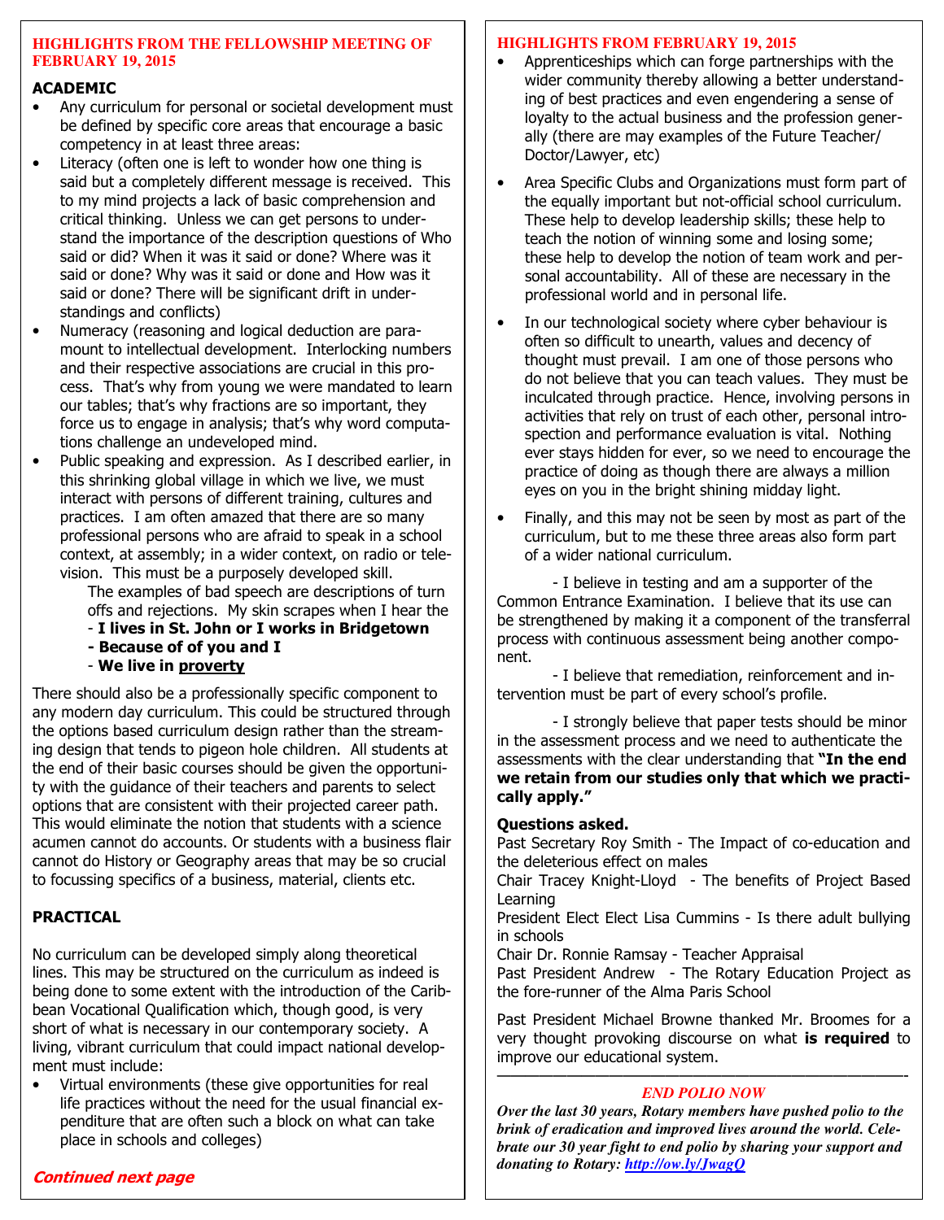## HIGHLIGHTS FROM THE FELLOWSHIP MEETING OF FEBRUARY 19, 2015

**ACADEMIC**

- Any curriculum for personal or societal development must be defined by specific core areas that encourage a basic competency in at least three areas:
- Literacy (often one is left to wonder how one thing is said but a completely different message is received. This to my mind projects a lack of basic comprehension and critical thinking. Unless we can get persons to understand the importance of the description questions of Who said or did? When it was it said or done? Where was it said or done? Why was it said or done and How was it said or done? There will be significant drift in understandings and conflicts)
- Numeracy (reasoning and logical deduction are paramount to intellectual development. Interlocking numbers and their respective associations are crucial in this process. That's why from young we were mandated to learn our tables; that's why fractions are so important, they force us to engage in analysis; that's why word computations challenge an undeveloped mind.
- Public speaking and expression. As I described earlier, in this shrinking global village in which we live, we must interact with persons of different training, cultures and practices. I am often amazed that there are so many professional persons who are afraid to speak in a school context, at assembly; in a wider context, on radio or television. This must be a purposely developed skill.

  The examples of bad speech are descriptions of turn offs and rejections. My skin scrapes when I hear the
  - **I lives in St. John or I works in Bridgetown**
  - **Because of of you and I**
  - **We live in <u>proverty</u>**

There should also be a professionally specific component to any modern day curriculum. This could be structured through the options based curriculum design rather than the streaming design that tends to pigeon hole children. All students at the end of their basic courses should be given the opportunity with the guidance of their teachers and parents to select options that are consistent with their projected career path. This would eliminate the notion that students with a science acumen cannot do accounts. Or students with a business flair cannot do History or Geography areas that may be so crucial to focussing specifics of a business, material, clients etc.

**PRACTICAL**

No curriculum can be developed simply along theoretical lines. This may be structured on the curriculum as indeed is being done to some extent with the introduction of the Caribbean Vocational Qualification which, though good, is very short of what is necessary in our contemporary society. A living, vibrant curriculum that could impact national development must include:

- Virtual environments (these give opportunities for real life practices without the need for the usual financial expenditure that are often such a block on what can take place in schools and colleges)

***Continued next page***

## HIGHLIGHTS FROM FEBRUARY 19, 2015

- Apprenticeships which can forge partnerships with the wider community thereby allowing a better understanding of best practices and even engendering a sense of loyalty to the actual business and the profession generally (there are may examples of the Future Teacher/ Doctor/Lawyer, etc)
- Area Specific Clubs and Organizations must form part of the equally important but not-official school curriculum. These help to develop leadership skills; these help to teach the notion of winning some and losing some; these help to develop the notion of team work and personal accountability. All of these are necessary in the professional world and in personal life.
- In our technological society where cyber behaviour is often so difficult to unearth, values and decency of thought must prevail. I am one of those persons who do not believe that you can teach values. They must be inculcated through practice. Hence, involving persons in activities that rely on trust of each other, personal introspection and performance evaluation is vital. Nothing ever stays hidden for ever, so we need to encourage the practice of doing as though there are always a million eyes on you in the bright shining midday light.
- Finally, and this may not be seen by most as part of the curriculum, but to me these three areas also form part of a wider national curriculum.

- I believe in testing and am a supporter of the Common Entrance Examination. I believe that its use can be strengthened by making it a component of the transferral process with continuous assessment being another component.

- I believe that remediation, reinforcement and intervention must be part of every school's profile.

- I strongly believe that paper tests should be minor in the assessment process and we need to authenticate the assessments with the clear understanding that **"In the end we retain from our studies only that which we practically apply."**

**Questions asked.**

Past Secretary Roy Smith - The Impact of co-education and the deleterious effect on males
Chair Tracey Knight-Lloyd - The benefits of Project Based Learning
President Elect Elect Lisa Cummins - Is there adult bullying in schools
Chair Dr. Ronnie Ramsay - Teacher Appraisal
Past President Andrew - The Rotary Education Project as the fore-runner of the Alma Paris School

Past President Michael Browne thanked Mr. Broomes for a very thought provoking discourse on what **is required** to improve our educational system.

---

***END POLIO NOW***

***Over the last 30 years, Rotary members have pushed polio to the brink of eradication and improved lives around the world. Celebrate our 30 year fight to end polio by sharing your support and donating to Rotary: http://ow.ly/JwagQ***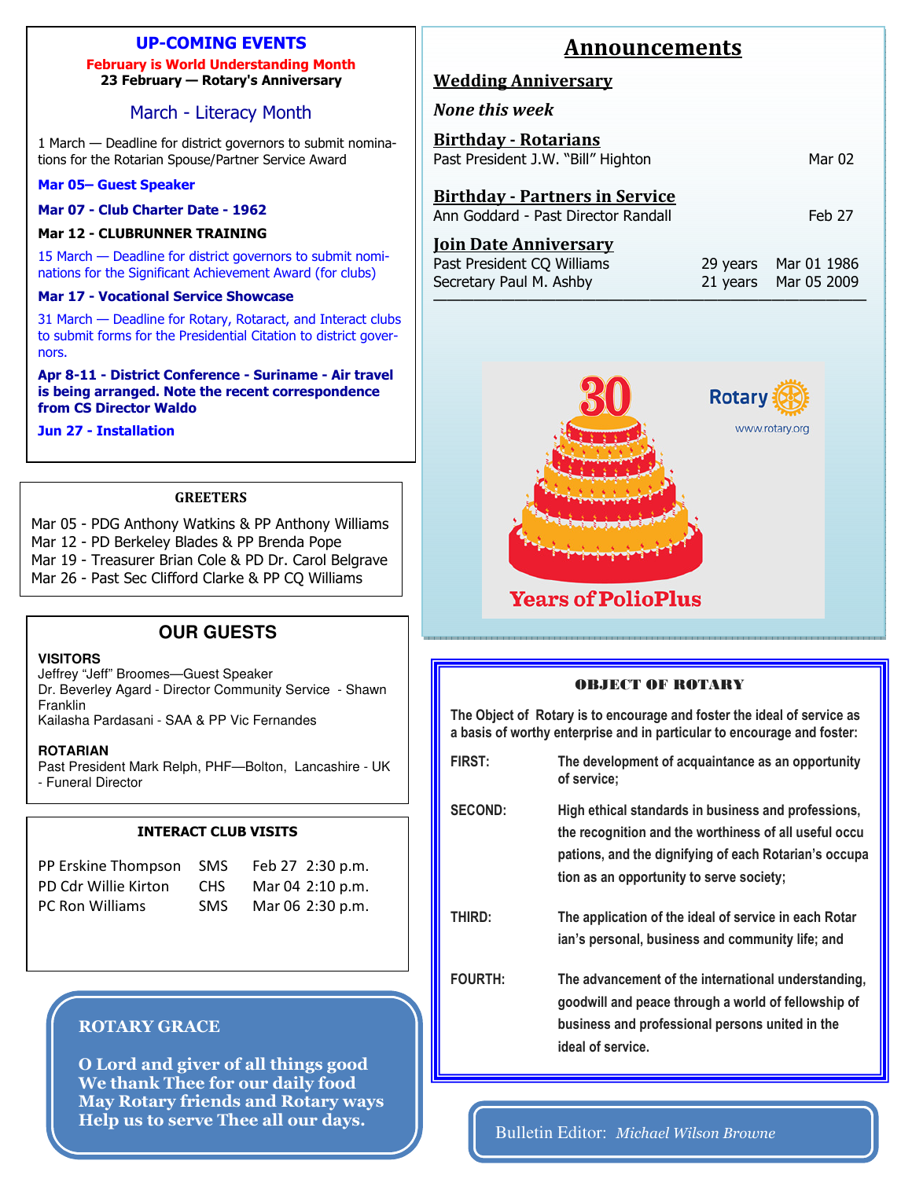## UP-COMING EVENTS

**February is World Understanding Month**
**23 February — Rotary's Anniversary**

### March - Literacy Month

1 March — Deadline for district governors to submit nominations for the Rotarian Spouse/Partner Service Award

**Mar 05– Guest Speaker**

**Mar 07 - Club Charter Date - 1962**

**Mar 12 - CLUBRUNNER TRAINING**

15 March — Deadline for district governors to submit nominations for the Significant Achievement Award (for clubs)

**Mar 17 - Vocational Service Showcase**

31 March — Deadline for Rotary, Rotaract, and Interact clubs to submit forms for the Presidential Citation to district governors.

**Apr 8-11 - District Conference - Suriname - Air travel is being arranged. Note the recent correspondence from CS Director Waldo**

**Jun 27 - Installation**

### GREETERS

Mar 05 - PDG Anthony Watkins & PP Anthony Williams
Mar 12 - PD Berkeley Blades & PP Brenda Pope
Mar 19 - Treasurer Brian Cole & PD Dr. Carol Belgrave
Mar 26 - Past Sec Clifford Clarke & PP CQ Williams

## OUR GUESTS

**VISITORS**
Jeffrey "Jeff" Broomes—Guest Speaker
Dr. Beverley Agard - Director Community Service - Shawn Franklin
Kailasha Pardasani - SAA & PP Vic Fernandes

**ROTARIAN**
Past President Mark Relph, PHF—Bolton, Lancashire - UK - Funeral Director

### INTERACT CLUB VISITS

| | | |
|---|---|---|
| PP Erskine Thompson | SMS | Feb 27 2:30 p.m. |
| PD Cdr Willie Kirton | CHS | Mar 04 2:10 p.m. |
| PC Ron Williams | SMS | Mar 06 2:30 p.m. |

### ROTARY GRACE

**O Lord and giver of all things good**
**We thank Thee for our daily food**
**May Rotary friends and Rotary ways**
**Help us to serve Thee all our days.**

## Announcements

### Wedding Anniversary

***None this week***

### Birthday - Rotarians

Past President J.W. "Bill" Highton — Mar 02

### Birthday - Partners in Service

Ann Goddard - Past Director Randall — Feb 27

### Join Date Anniversary

| | | |
|---|---|---|
| Past President CQ Williams | 29 years | Mar 01 1986 |
| Secretary Paul M. Ashby | 21 years | Mar 05 2009 |

30

Rotary
www.rotary.org

Years of PolioPlus

### OBJECT OF ROTARY

**The Object of Rotary is to encourage and foster the ideal of service as a basis of worthy enterprise and in particular to encourage and foster:**

**FIRST:** **The development of acquaintance as an opportunity of service;**

**SECOND:** **High ethical standards in business and professions, the recognition and the worthiness of all useful occupations, and the dignifying of each Rotarian's occupation as an opportunity to serve society;**

**THIRD:** **The application of the ideal of service in each Rotarian's personal, business and community life; and**

**FOURTH:** **The advancement of the international understanding, goodwill and peace through a world of fellowship of business and professional persons united in the ideal of service.**

Bulletin Editor: *Michael Wilson Browne*